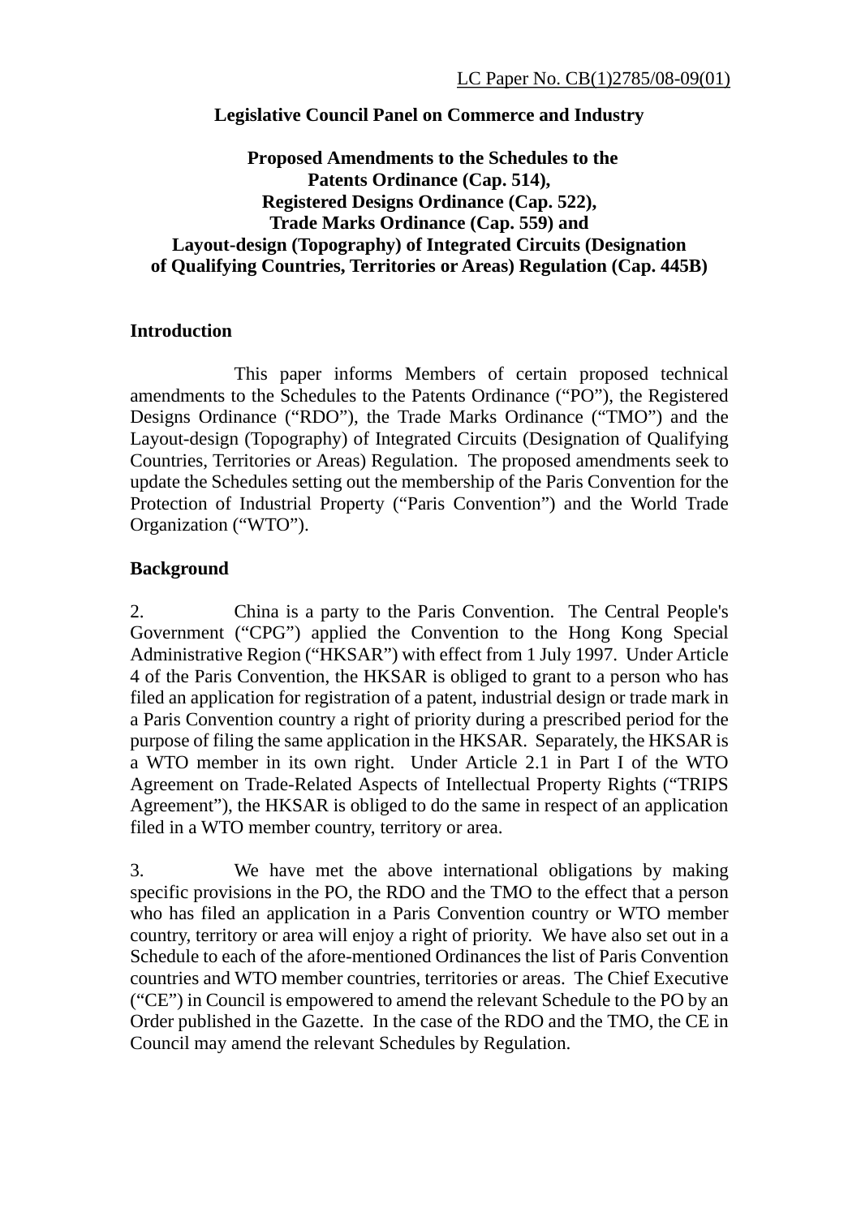LC Paper No. CB(1)2785/08-09(01)

**Legislative Council Panel on Commerce and Industry**

**Proposed Amendments to the Schedules to the Patents Ordinance (Cap. 514), Registered Designs Ordinance (Cap. 522), Trade Marks Ordinance (Cap. 559) and Layout-design (Topography) of Integrated Circuits (Designation of Qualifying Countries, Territories or Areas) Regulation (Cap. 445B)**

## Introduction

This paper informs Members of certain proposed technical amendments to the Schedules to the Patents Ordinance ("PO"), the Registered Designs Ordinance ("RDO"), the Trade Marks Ordinance ("TMO") and the Layout-design (Topography) of Integrated Circuits (Designation of Qualifying Countries, Territories or Areas) Regulation. The proposed amendments seek to update the Schedules setting out the membership of the Paris Convention for the Protection of Industrial Property ("Paris Convention") and the World Trade Organization ("WTO").

## Background

2. China is a party to the Paris Convention. The Central People's Government ("CPG") applied the Convention to the Hong Kong Special Administrative Region ("HKSAR") with effect from 1 July 1997. Under Article 4 of the Paris Convention, the HKSAR is obliged to grant to a person who has filed an application for registration of a patent, industrial design or trade mark in a Paris Convention country a right of priority during a prescribed period for the purpose of filing the same application in the HKSAR. Separately, the HKSAR is a WTO member in its own right. Under Article 2.1 in Part I of the WTO Agreement on Trade-Related Aspects of Intellectual Property Rights ("TRIPS Agreement"), the HKSAR is obliged to do the same in respect of an application filed in a WTO member country, territory or area.

3. We have met the above international obligations by making specific provisions in the PO, the RDO and the TMO to the effect that a person who has filed an application in a Paris Convention country or WTO member country, territory or area will enjoy a right of priority. We have also set out in a Schedule to each of the afore-mentioned Ordinances the list of Paris Convention countries and WTO member countries, territories or areas. The Chief Executive ("CE") in Council is empowered to amend the relevant Schedule to the PO by an Order published in the Gazette. In the case of the RDO and the TMO, the CE in Council may amend the relevant Schedules by Regulation.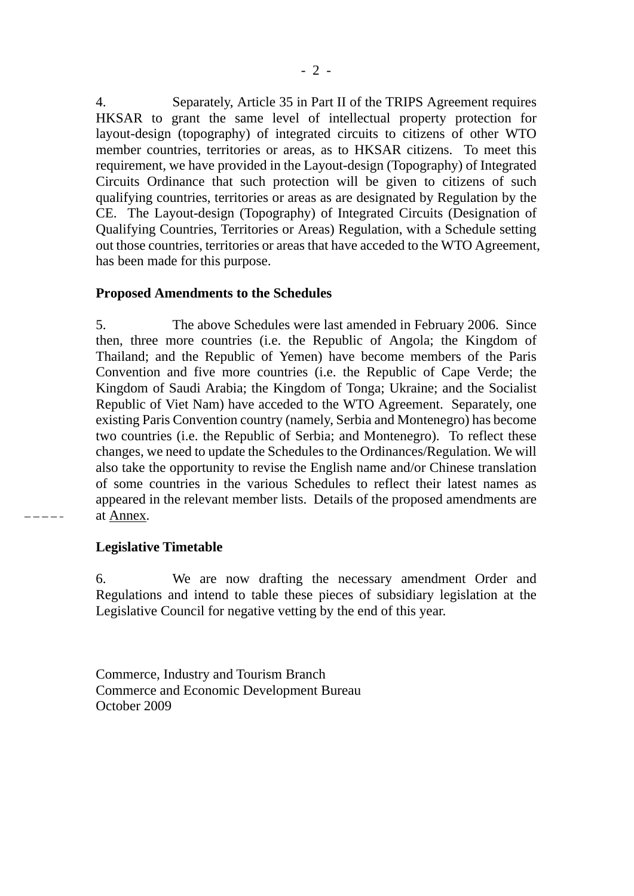4. Separately, Article 35 in Part II of the TRIPS Agreement requires HKSAR to grant the same level of intellectual property protection for layout-design (topography) of integrated circuits to citizens of other WTO member countries, territories or areas, as to HKSAR citizens. To meet this requirement, we have provided in the Layout-design (Topography) of Integrated Circuits Ordinance that such protection will be given to citizens of such qualifying countries, territories or areas as are designated by Regulation by the CE. The Layout-design (Topography) of Integrated Circuits (Designation of Qualifying Countries, Territories or Areas) Regulation, with a Schedule setting out those countries, territories or areas that have acceded to the WTO Agreement, has been made for this purpose.

**Proposed Amendments to the Schedules**

5. The above Schedules were last amended in February 2006. Since then, three more countries (i.e. the Republic of Angola; the Kingdom of Thailand; and the Republic of Yemen) have become members of the Paris Convention and five more countries (i.e. the Republic of Cape Verde; the Kingdom of Saudi Arabia; the Kingdom of Tonga; Ukraine; and the Socialist Republic of Viet Nam) have acceded to the WTO Agreement. Separately, one existing Paris Convention country (namely, Serbia and Montenegro) has become two countries (i.e. the Republic of Serbia; and Montenegro). To reflect these changes, we need to update the Schedules to the Ordinances/Regulation. We will also take the opportunity to revise the English name and/or Chinese translation of some countries in the various Schedules to reflect their latest names as appeared in the relevant member lists. Details of the proposed amendments are at Annex.

**Legislative Timetable**

6. We are now drafting the necessary amendment Order and Regulations and intend to table these pieces of subsidiary legislation at the Legislative Council for negative vetting by the end of this year.

Commerce, Industry and Tourism Branch
Commerce and Economic Development Bureau
October 2009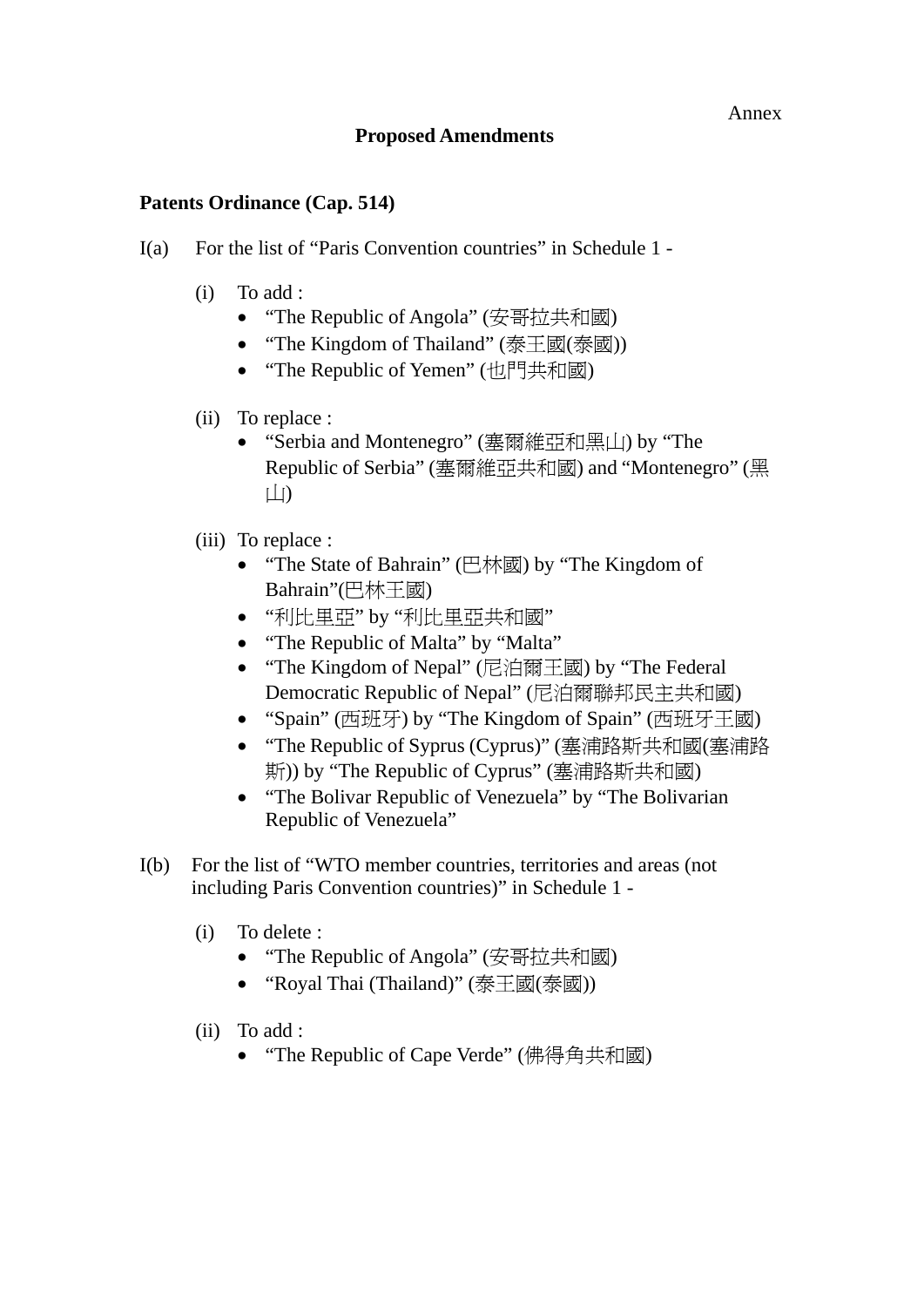Annex

**Proposed Amendments**

**Patents Ordinance (Cap. 514)**

I(a) For the list of “Paris Convention countries” in Schedule 1 -

(i) To add :

- “The Republic of Angola” (安哥拉共和國)
- “The Kingdom of Thailand” (泰王國(泰國))
- “The Republic of Yemen” (也門共和國)

(ii) To replace :

- “Serbia and Montenegro” (塞爾維亞和黑山) by “The Republic of Serbia” (塞爾維亞共和國) and “Montenegro” (黑山)

(iii) To replace :

- “The State of Bahrain” (巴林國) by “The Kingdom of Bahrain”(巴林王國)
- “利比里亞” by “利比里亞共和國”
- “The Republic of Malta” by “Malta”
- “The Kingdom of Nepal” (尼泊爾王國) by “The Federal Democratic Republic of Nepal” (尼泊爾聯邦民主共和國)
- “Spain” (西班牙) by “The Kingdom of Spain” (西班牙王國)
- “The Republic of Syprus (Cyprus)” (塞浦路斯共和國(塞浦路斯)) by “The Republic of Cyprus” (塞浦路斯共和國)
- “The Bolivar Republic of Venezuela” by “The Bolivarian Republic of Venezuela”

I(b) For the list of “WTO member countries, territories and areas (not including Paris Convention countries)” in Schedule 1 -

(i) To delete :

- “The Republic of Angola” (安哥拉共和國)
- “Royal Thai (Thailand)” (泰王國(泰國))

(ii) To add :

- “The Republic of Cape Verde” (佛得角共和國)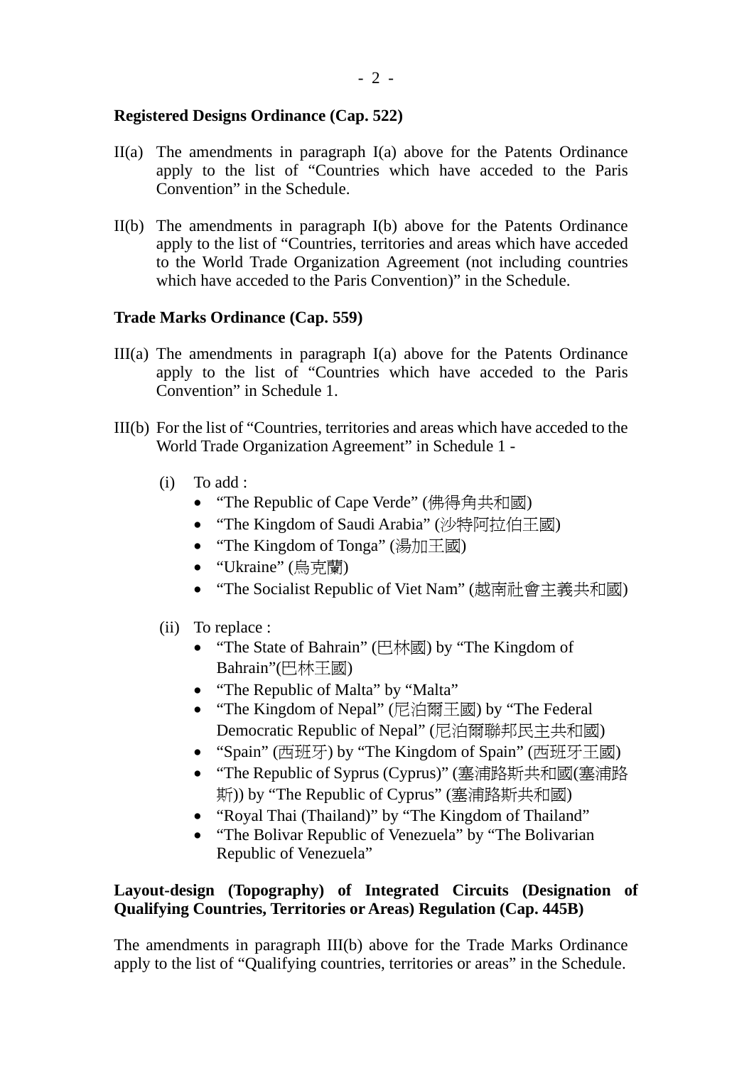**Registered Designs Ordinance (Cap. 522)**

II(a) The amendments in paragraph I(a) above for the Patents Ordinance apply to the list of "Countries which have acceded to the Paris Convention" in the Schedule.

II(b) The amendments in paragraph I(b) above for the Patents Ordinance apply to the list of "Countries, territories and areas which have acceded to the World Trade Organization Agreement (not including countries which have acceded to the Paris Convention)" in the Schedule.

**Trade Marks Ordinance (Cap. 559)**

III(a) The amendments in paragraph I(a) above for the Patents Ordinance apply to the list of "Countries which have acceded to the Paris Convention" in Schedule 1.

III(b) For the list of "Countries, territories and areas which have acceded to the World Trade Organization Agreement" in Schedule 1 -

(i) To add :

- "The Republic of Cape Verde" (佛得角共和國)
- "The Kingdom of Saudi Arabia" (沙特阿拉伯王國)
- "The Kingdom of Tonga" (湯加王國)
- "Ukraine" (烏克蘭)
- "The Socialist Republic of Viet Nam" (越南社會主義共和國)

(ii) To replace :

- "The State of Bahrain" (巴林國) by "The Kingdom of Bahrain"(巴林王國)
- "The Republic of Malta" by "Malta"
- "The Kingdom of Nepal" (尼泊爾王國) by "The Federal Democratic Republic of Nepal" (尼泊爾聯邦民主共和國)
- "Spain" (西班牙) by "The Kingdom of Spain" (西班牙王國)
- "The Republic of Syprus (Cyprus)" (塞浦路斯共和國(塞浦路斯)) by "The Republic of Cyprus" (塞浦路斯共和國)
- "Royal Thai (Thailand)" by "The Kingdom of Thailand"
- "The Bolivar Republic of Venezuela" by "The Bolivarian Republic of Venezuela"

**Layout-design (Topography) of Integrated Circuits (Designation of Qualifying Countries, Territories or Areas) Regulation (Cap. 445B)**

The amendments in paragraph III(b) above for the Trade Marks Ordinance apply to the list of "Qualifying countries, territories or areas" in the Schedule.